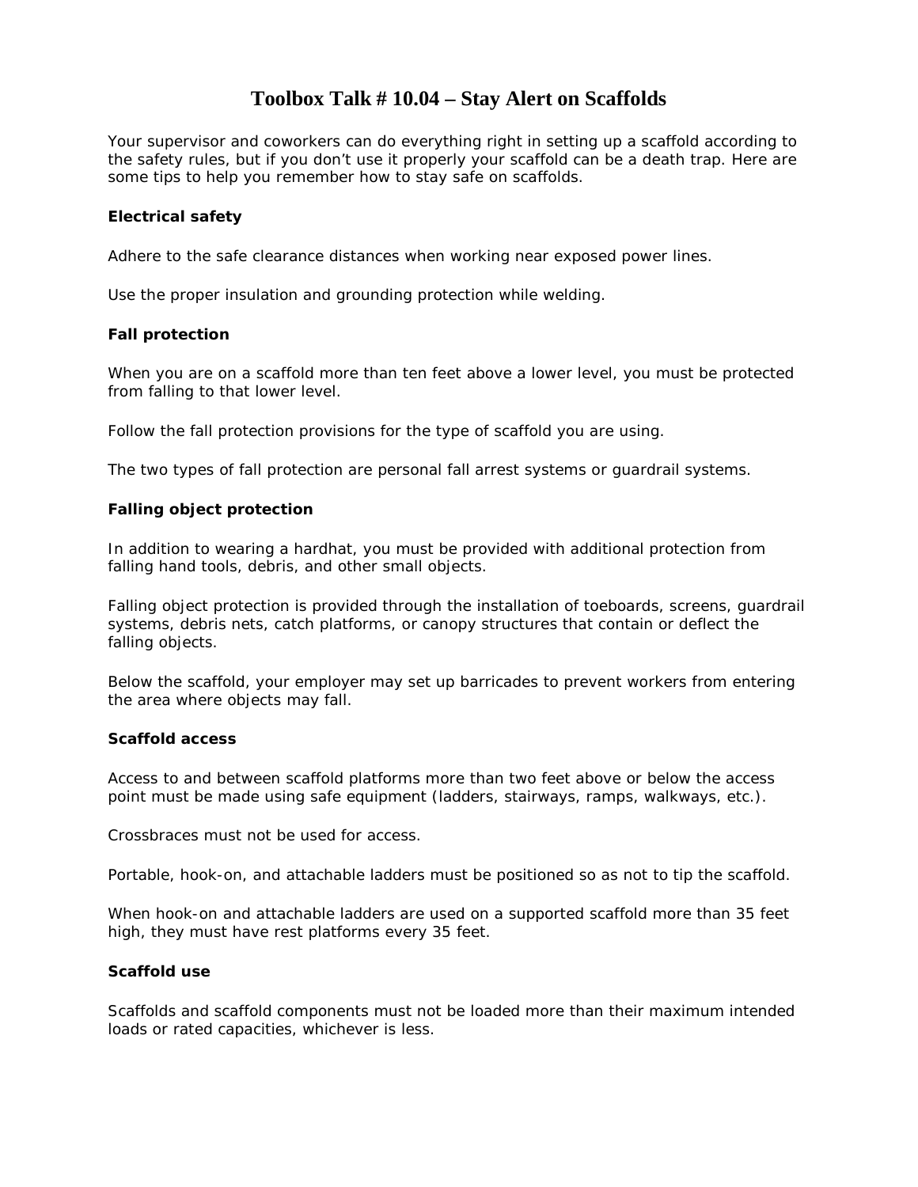# Toolbox Talk # 10.04 – Stay Alert on Scaffolds

Your supervisor and coworkers can do everything right in setting up a scaffold according to the safety rules, but if you don't use it properly your scaffold can be a death trap. Here are some tips to help you remember how to stay safe on scaffolds.

**Electrical safety**

Adhere to the safe clearance distances when working near exposed power lines.

Use the proper insulation and grounding protection while welding.

**Fall protection**

When you are on a scaffold more than ten feet above a lower level, you must be protected from falling to that lower level.

Follow the fall protection provisions for the type of scaffold you are using.

The two types of fall protection are personal fall arrest systems or guardrail systems.

**Falling object protection**

In addition to wearing a hardhat, you must be provided with additional protection from falling hand tools, debris, and other small objects.

Falling object protection is provided through the installation of toeboards, screens, guardrail systems, debris nets, catch platforms, or canopy structures that contain or deflect the falling objects.

Below the scaffold, your employer may set up barricades to prevent workers from entering the area where objects may fall.

**Scaffold access**

Access to and between scaffold platforms more than two feet above or below the access point must be made using safe equipment (ladders, stairways, ramps, walkways, etc.).

Crossbraces must not be used for access.

Portable, hook-on, and attachable ladders must be positioned so as not to tip the scaffold.

When hook-on and attachable ladders are used on a supported scaffold more than 35 feet high, they must have rest platforms every 35 feet.

**Scaffold use**

Scaffolds and scaffold components must not be loaded more than their maximum intended loads or rated capacities, whichever is less.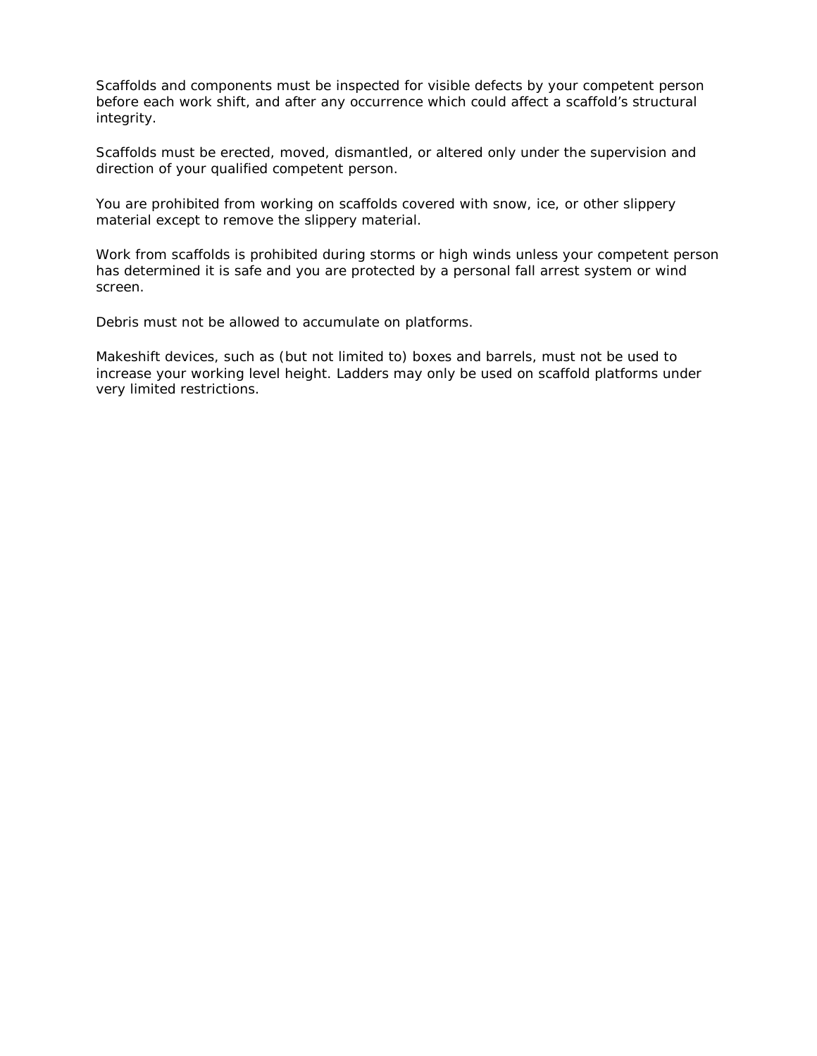Scaffolds and components must be inspected for visible defects by your competent person before each work shift, and after any occurrence which could affect a scaffold's structural integrity.

Scaffolds must be erected, moved, dismantled, or altered only under the supervision and direction of your qualified competent person.

You are prohibited from working on scaffolds covered with snow, ice, or other slippery material except to remove the slippery material.

Work from scaffolds is prohibited during storms or high winds unless your competent person has determined it is safe and you are protected by a personal fall arrest system or wind screen.

Debris must not be allowed to accumulate on platforms.

Makeshift devices, such as (but not limited to) boxes and barrels, must not be used to increase your working level height. Ladders may only be used on scaffold platforms under very limited restrictions.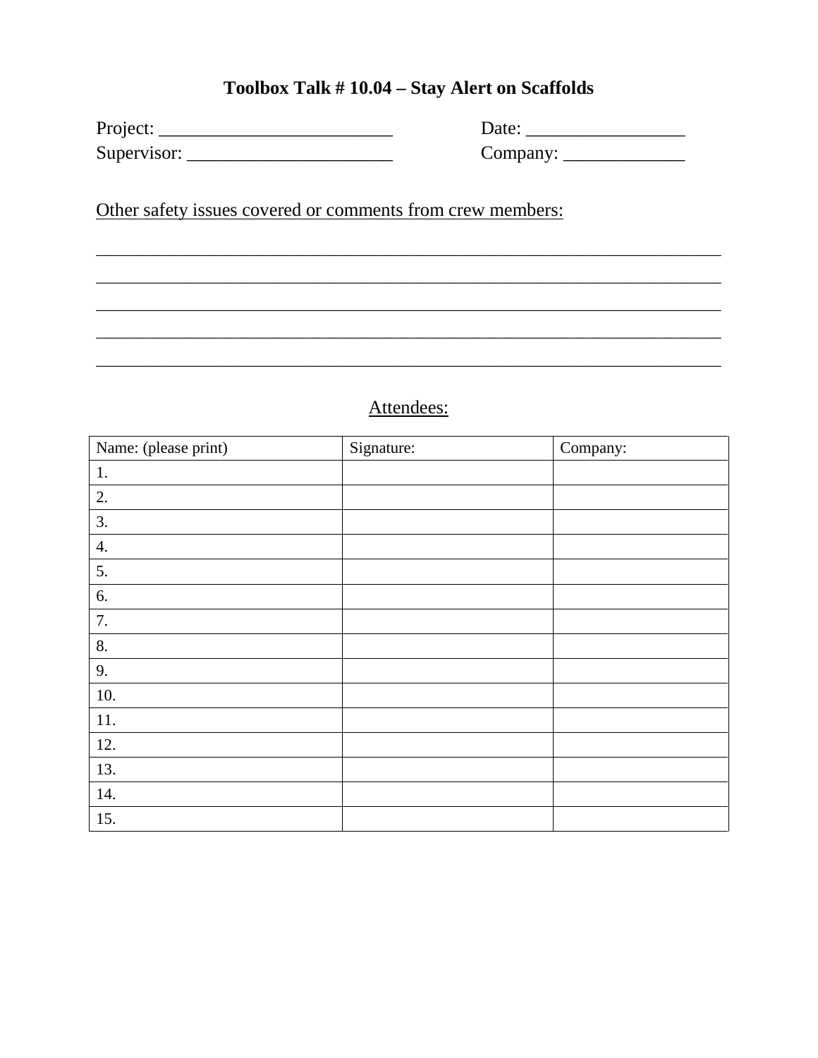# Toolbox Talk # 10.04 – Stay Alert on Scaffolds

Project: _________________________ Date: _________________

Supervisor: ______________________ Company: _____________

Other safety issues covered or comments from crew members:

___________________________________________________________________________

___________________________________________________________________________

___________________________________________________________________________

___________________________________________________________________________

___________________________________________________________________________

## Attendees:

| Name: (please print) | Signature: | Company: |
|---|---|---|
| 1. | | |
| 2. | | |
| 3. | | |
| 4. | | |
| 5. | | |
| 6. | | |
| 7. | | |
| 8. | | |
| 9. | | |
| 10. | | |
| 11. | | |
| 12. | | |
| 13. | | |
| 14. | | |
| 15. | | |